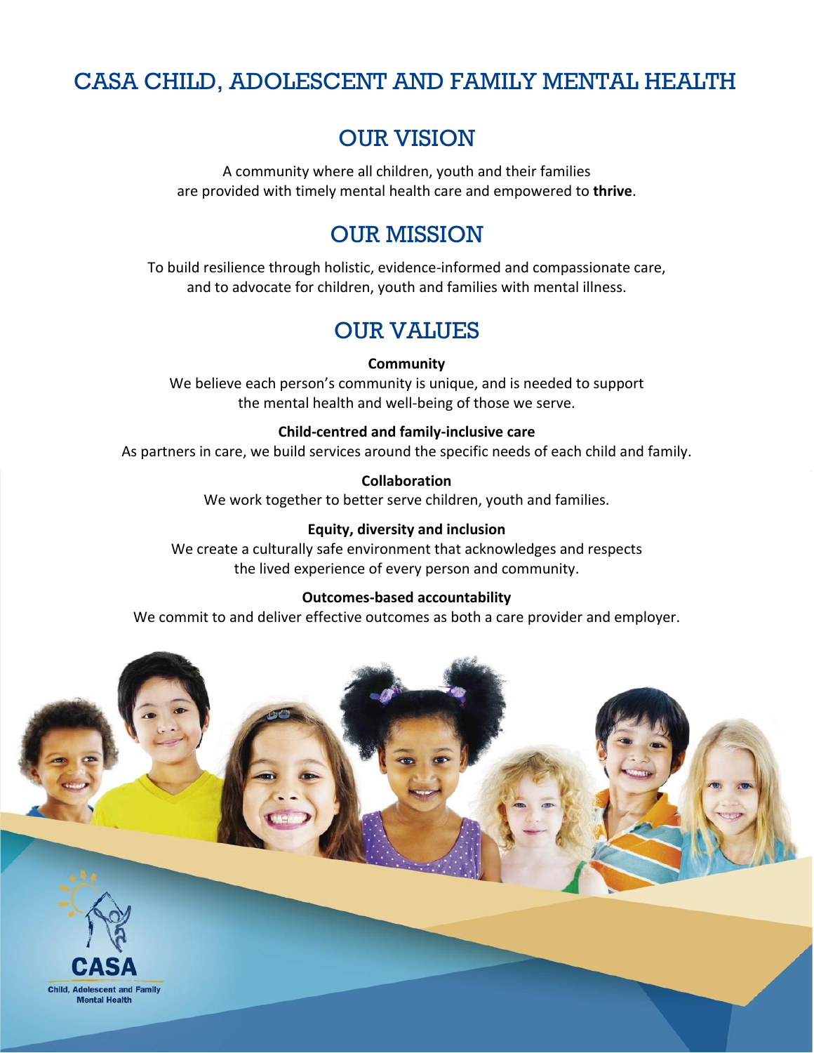# CASA CHILD, ADOLESCENT AND FAMILY MENTAL HEALTH

## OUR VISION

A community where all children, youth and their families are provided with timely mental health care and empowered to **thrive**.

## OUR MISSION

To build resilience through holistic, evidence-informed and compassionate care, and to advocate for children, youth and families with mental illness.

## OUR VALUES

**Community**

We believe each person's community is unique, and is needed to support the mental health and well-being of those we serve.

**Child-centred and family-inclusive care**

As partners in care, we build services around the specific needs of each child and family.

**Collaboration**

We work together to better serve children, youth and families.

**Equity, diversity and inclusion**

We create a culturally safe environment that acknowledges and respects the lived experience of every person and community.

**Outcomes-based accountability**

We commit to and deliver effective outcomes as both a care provider and employer.

CASA

Child, Adolescent and Family Mental Health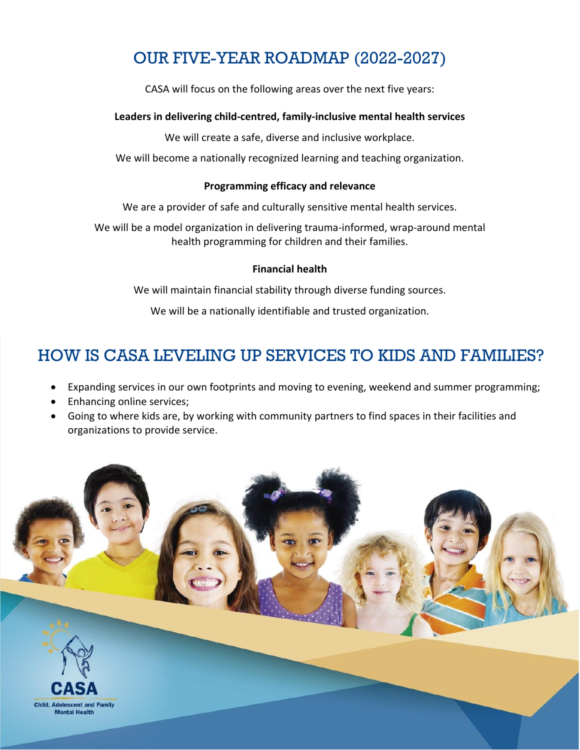# OUR FIVE-YEAR ROADMAP (2022-2027)

CASA will focus on the following areas over the next five years:

**Leaders in delivering child-centred, family-inclusive mental health services**

We will create a safe, diverse and inclusive workplace.

We will become a nationally recognized learning and teaching organization.

**Programming efficacy and relevance**

We are a provider of safe and culturally sensitive mental health services.

We will be a model organization in delivering trauma-informed, wrap-around mental health programming for children and their families.

**Financial health**

We will maintain financial stability through diverse funding sources.

We will be a nationally identifiable and trusted organization.

# HOW IS CASA LEVELING UP SERVICES TO KIDS AND FAMILIES?

- Expanding services in our own footprints and moving to evening, weekend and summer programming;
- Enhancing online services;
- Going to where kids are, by working with community partners to find spaces in their facilities and organizations to provide service.

CASA
Child, Adolescent and Family Mental Health